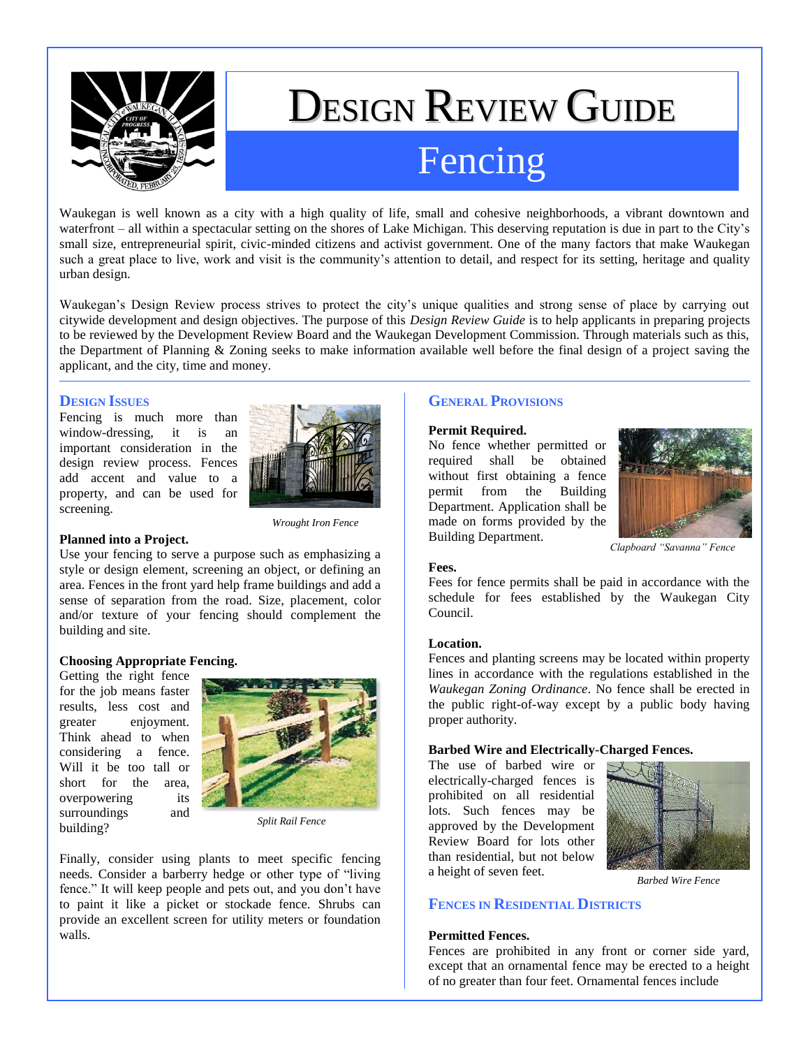# Design Review Guide

## Fencing

Waukegan is well known as a city with a high quality of life, small and cohesive neighborhoods, a vibrant downtown and waterfront – all within a spectacular setting on the shores of Lake Michigan. This deserving reputation is due in part to the City's small size, entrepreneurial spirit, civic-minded citizens and activist government. One of the many factors that make Waukegan such a great place to live, work and visit is the community's attention to detail, and respect for its setting, heritage and quality urban design.

Waukegan's Design Review process strives to protect the city's unique qualities and strong sense of place by carrying out citywide development and design objectives. The purpose of this *Design Review Guide* is to help applicants in preparing projects to be reviewed by the Development Review Board and the Waukegan Development Commission. Through materials such as this, the Department of Planning & Zoning seeks to make information available well before the final design of a project saving the applicant, and the city, time and money.

### Design Issues

Fencing is much more than window-dressing, it is an important consideration in the design review process. Fences add accent and value to a property, and can be used for screening.

*Wrought Iron Fence*

**Planned into a Project.**
Use your fencing to serve a purpose such as emphasizing a style or design element, screening an object, or defining an area. Fences in the front yard help frame buildings and add a sense of separation from the road. Size, placement, color and/or texture of your fencing should complement the building and site.

**Choosing Appropriate Fencing.**
Getting the right fence for the job means faster results, less cost and greater enjoyment. Think ahead to when considering a fence. Will it be too tall or short for the area, overpowering its surroundings and building?

*Split Rail Fence*

Finally, consider using plants to meet specific fencing needs. Consider a barberry hedge or other type of "living fence." It will keep people and pets out, and you don't have to paint it like a picket or stockade fence. Shrubs can provide an excellent screen for utility meters or foundation walls.

### General Provisions

**Permit Required.**
No fence whether permitted or required shall be obtained without first obtaining a fence permit from the Building Department. Application shall be made on forms provided by the Building Department.

*Clapboard "Savanna" Fence*

**Fees.**
Fees for fence permits shall be paid in accordance with the schedule for fees established by the Waukegan City Council.

**Location.**
Fences and planting screens may be located within property lines in accordance with the regulations established in the *Waukegan Zoning Ordinance*. No fence shall be erected in the public right-of-way except by a public body having proper authority.

**Barbed Wire and Electrically-Charged Fences.**
The use of barbed wire or electrically-charged fences is prohibited on all residential lots. Such fences may be approved by the Development Review Board for lots other than residential, but not below a height of seven feet.

*Barbed Wire Fence*

### Fences in Residential Districts

**Permitted Fences.**
Fences are prohibited in any front or corner side yard, except that an ornamental fence may be erected to a height of no greater than four feet. Ornamental fences include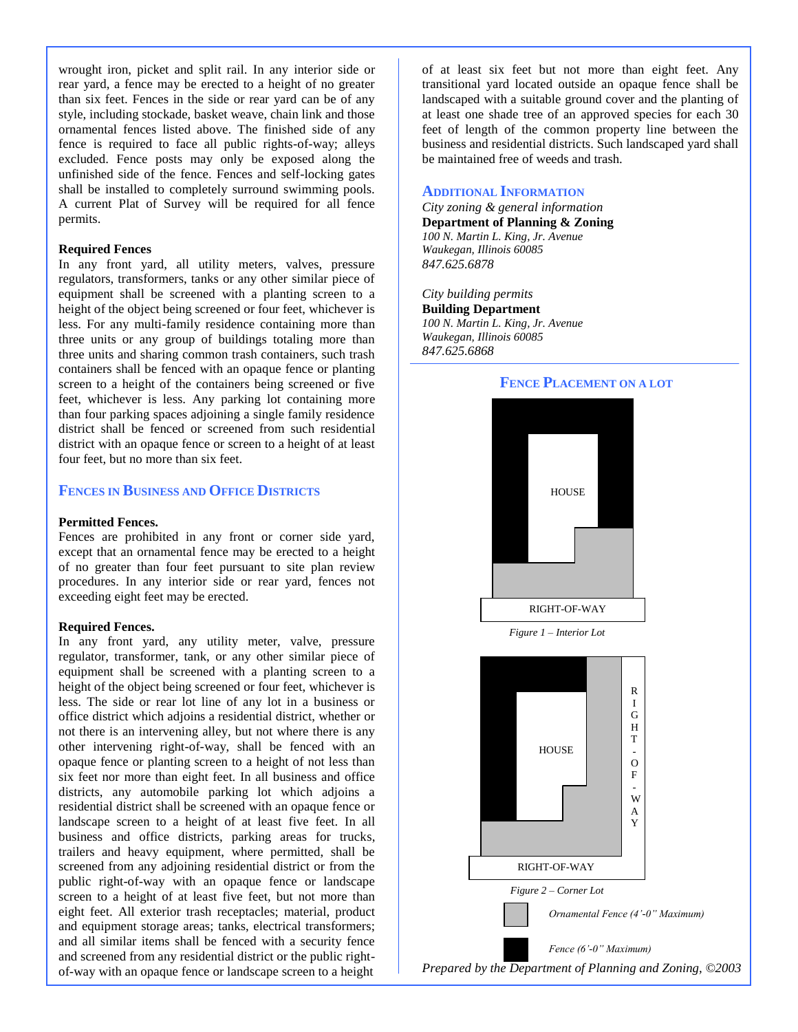wrought iron, picket and split rail. In any interior side or rear yard, a fence may be erected to a height of no greater than six feet. Fences in the side or rear yard can be of any style, including stockade, basket weave, chain link and those ornamental fences listed above. The finished side of any fence is required to face all public rights-of-way; alleys excluded. Fence posts may only be exposed along the unfinished side of the fence. Fences and self-locking gates shall be installed to completely surround swimming pools. A current Plat of Survey will be required for all fence permits.

**Required Fences**

In any front yard, all utility meters, valves, pressure regulators, transformers, tanks or any other similar piece of equipment shall be screened with a planting screen to a height of the object being screened or four feet, whichever is less. For any multi-family residence containing more than three units or any group of buildings totaling more than three units and sharing common trash containers, such trash containers shall be fenced with an opaque fence or planting screen to a height of the containers being screened or five feet, whichever is less. Any parking lot containing more than four parking spaces adjoining a single family residence district shall be fenced or screened from such residential district with an opaque fence or screen to a height of at least four feet, but no more than six feet.

## Fences in Business and Office Districts

**Permitted Fences.**

Fences are prohibited in any front or corner side yard, except that an ornamental fence may be erected to a height of no greater than four feet pursuant to site plan review procedures. In any interior side or rear yard, fences not exceeding eight feet may be erected.

**Required Fences.**

In any front yard, any utility meter, valve, pressure regulator, transformer, tank, or any other similar piece of equipment shall be screened with a planting screen to a height of the object being screened or four feet, whichever is less. The side or rear lot line of any lot in a business or office district which adjoins a residential district, whether or not there is an intervening alley, but not where there is any other intervening right-of-way, shall be fenced with an opaque fence or planting screen to a height of not less than six feet nor more than eight feet. In all business and office districts, any automobile parking lot which adjoins a residential district shall be screened with an opaque fence or landscape screen to a height of at least five feet. In all business and office districts, parking areas for trucks, trailers and heavy equipment, where permitted, shall be screened from any adjoining residential district or from the public right-of-way with an opaque fence or landscape screen to a height of at least five feet, but not more than eight feet. All exterior trash receptacles; material, product and equipment storage areas; tanks, electrical transformers; and all similar items shall be fenced with a security fence and screened from any residential district or the public right-of-way with an opaque fence or landscape screen to a height of at least six feet but not more than eight feet. Any transitional yard located outside an opaque fence shall be landscaped with a suitable ground cover and the planting of at least one shade tree of an approved species for each 30 feet of length of the common property line between the business and residential districts. Such landscaped yard shall be maintained free of weeds and trash.

## Additional Information

*City zoning & general information*
**Department of Planning & Zoning**
*100 N. Martin L. King, Jr. Avenue*
*Waukegan, Illinois 60085*
*847.625.6878*

*City building permits*
**Building Department**
*100 N. Martin L. King, Jr. Avenue*
*Waukegan, Illinois 60085*
*847.625.6868*

## Fence Placement on a Lot

HOUSE
RIGHT-OF-WAY

*Figure 1 – Interior Lot*

HOUSE
RIGHT-OF-WAY
RIGHT-OF-WAY

*Figure 2 – Corner Lot*

*Ornamental Fence (4'-0" Maximum)*

*Fence (6'-0" Maximum)*

*Prepared by the Department of Planning and Zoning, ©2003*